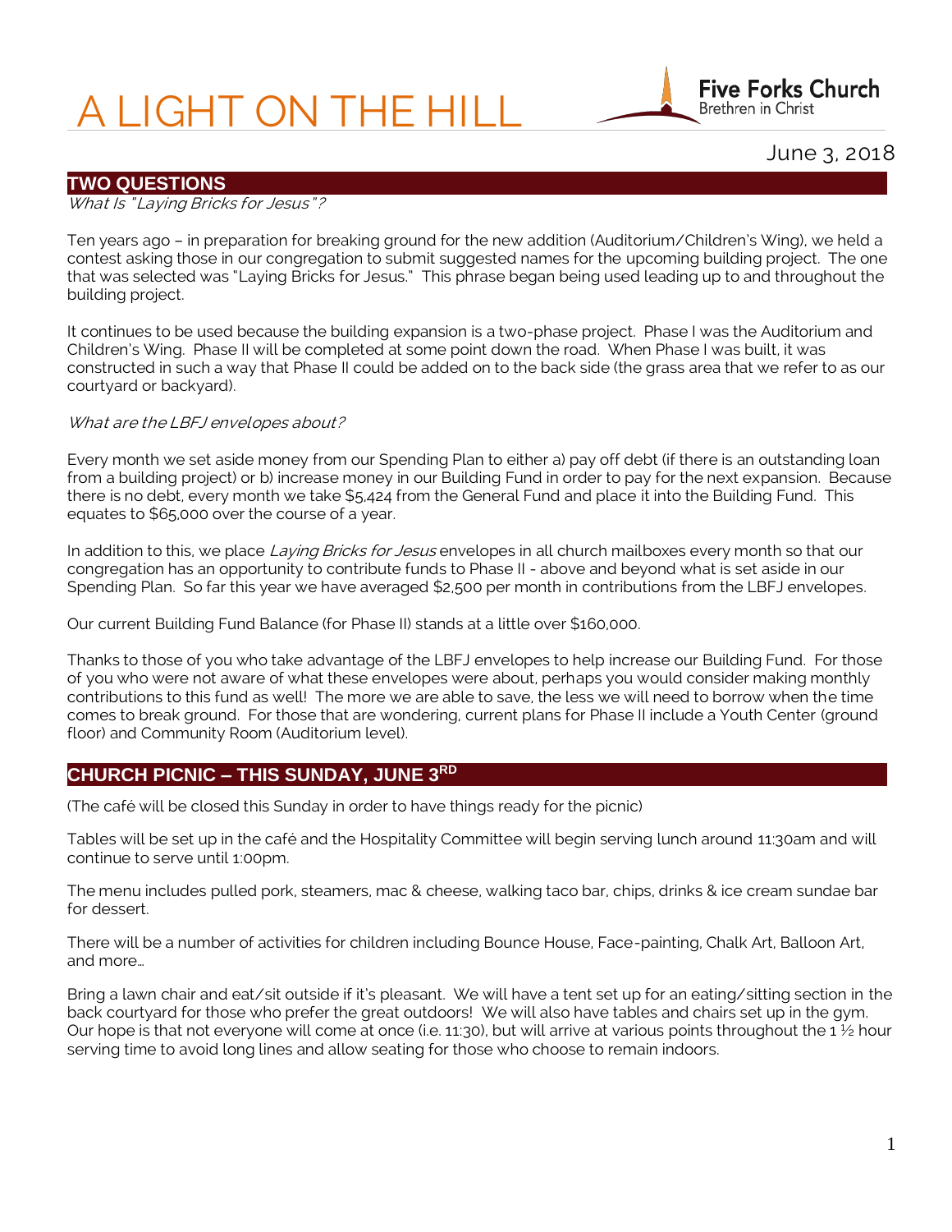# A LIGHT ON THE HILL

Five Forks Church
Brethren in Christ

June 3, 2018

## TWO QUESTIONS

*What Is "Laying Bricks for Jesus"?*

Ten years ago – in preparation for breaking ground for the new addition (Auditorium/Children's Wing), we held a contest asking those in our congregation to submit suggested names for the upcoming building project. The one that was selected was "Laying Bricks for Jesus." This phrase began being used leading up to and throughout the building project.

It continues to be used because the building expansion is a two-phase project. Phase I was the Auditorium and Children's Wing. Phase II will be completed at some point down the road. When Phase I was built, it was constructed in such a way that Phase II could be added on to the back side (the grass area that we refer to as our courtyard or backyard).

*What are the LBFJ envelopes about?*

Every month we set aside money from our Spending Plan to either a) pay off debt (if there is an outstanding loan from a building project) or b) increase money in our Building Fund in order to pay for the next expansion. Because there is no debt, every month we take $5,424 from the General Fund and place it into the Building Fund. This equates to $65,000 over the course of a year.

In addition to this, we place *Laying Bricks for Jesus* envelopes in all church mailboxes every month so that our congregation has an opportunity to contribute funds to Phase II - above and beyond what is set aside in our Spending Plan. So far this year we have averaged $2,500 per month in contributions from the LBFJ envelopes.

Our current Building Fund Balance (for Phase II) stands at a little over $160,000.

Thanks to those of you who take advantage of the LBFJ envelopes to help increase our Building Fund. For those of you who were not aware of what these envelopes were about, perhaps you would consider making monthly contributions to this fund as well! The more we are able to save, the less we will need to borrow when the time comes to break ground. For those that are wondering, current plans for Phase II include a Youth Center (ground floor) and Community Room (Auditorium level).

## CHURCH PICNIC – THIS SUNDAY, JUNE 3RD

(The café will be closed this Sunday in order to have things ready for the picnic)

Tables will be set up in the café and the Hospitality Committee will begin serving lunch around 11:30am and will continue to serve until 1:00pm.

The menu includes pulled pork, steamers, mac & cheese, walking taco bar, chips, drinks & ice cream sundae bar for dessert.

There will be a number of activities for children including Bounce House, Face-painting, Chalk Art, Balloon Art, and more…

Bring a lawn chair and eat/sit outside if it's pleasant. We will have a tent set up for an eating/sitting section in the back courtyard for those who prefer the great outdoors! We will also have tables and chairs set up in the gym. Our hope is that not everyone will come at once (i.e. 11:30), but will arrive at various points throughout the 1 ½ hour serving time to avoid long lines and allow seating for those who choose to remain indoors.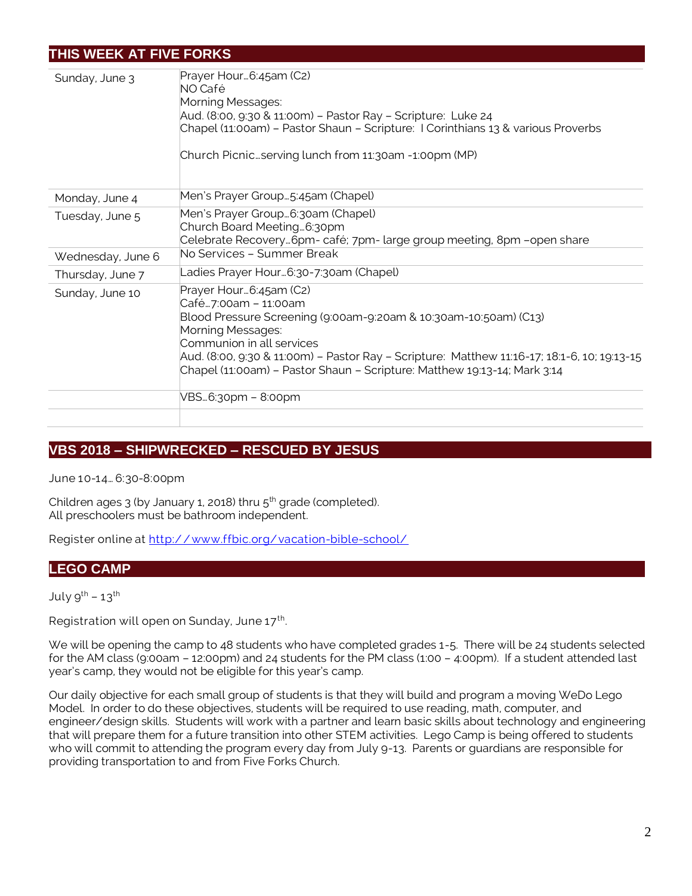## THIS WEEK AT FIVE FORKS

| | |
|---|---|
| Sunday, June 3 | Prayer Hour…6:45am (C2)<br>NO Café<br>Morning Messages:<br>Aud. (8:00, 9:30 & 11:00m) – Pastor Ray – Scripture: Luke 24<br>Chapel (11:00am) – Pastor Shaun – Scripture: I Corinthians 13 & various Proverbs<br><br>Church Picnic…serving lunch from 11:30am -1:00pm (MP) |
| Monday, June 4 | Men's Prayer Group…5:45am (Chapel) |
| Tuesday, June 5 | Men's Prayer Group…6:30am (Chapel)<br>Church Board Meeting…6:30pm<br>Celebrate Recovery…6pm- café; 7pm- large group meeting, 8pm –open share |
| Wednesday, June 6 | No Services – Summer Break |
| Thursday, June 7 | Ladies Prayer Hour…6:30-7:30am (Chapel) |
| Sunday, June 10 | Prayer Hour…6:45am (C2)<br>Café…7:00am – 11:00am<br>Blood Pressure Screening (9:00am-9:20am & 10:30am-10:50am) (C13)<br>Morning Messages:<br>Communion in all services<br>Aud. (8:00, 9:30 & 11:00m) – Pastor Ray – Scripture: Matthew 11:16-17; 18:1-6, 10; 19:13-15<br>Chapel (11:00am) – Pastor Shaun – Scripture: Matthew 19:13-14; Mark 3:14 |
| | VBS…6:30pm – 8:00pm |
| | |

## VBS 2018 – SHIPWRECKED – RESCUED BY JESUS

June 10-14… 6:30-8:00pm

Children ages 3 (by January 1, 2018) thru 5th grade (completed).
All preschoolers must be bathroom independent.

Register online at http://www.ffbic.org/vacation-bible-school/

## LEGO CAMP

July 9th – 13th

Registration will open on Sunday, June 17th.

We will be opening the camp to 48 students who have completed grades 1-5. There will be 24 students selected for the AM class (9:00am – 12:00pm) and 24 students for the PM class (1:00 – 4:00pm). If a student attended last year's camp, they would not be eligible for this year's camp.

Our daily objective for each small group of students is that they will build and program a moving WeDo Lego Model. In order to do these objectives, students will be required to use reading, math, computer, and engineer/design skills. Students will work with a partner and learn basic skills about technology and engineering that will prepare them for a future transition into other STEM activities. Lego Camp is being offered to students who will commit to attending the program every day from July 9-13. Parents or guardians are responsible for providing transportation to and from Five Forks Church.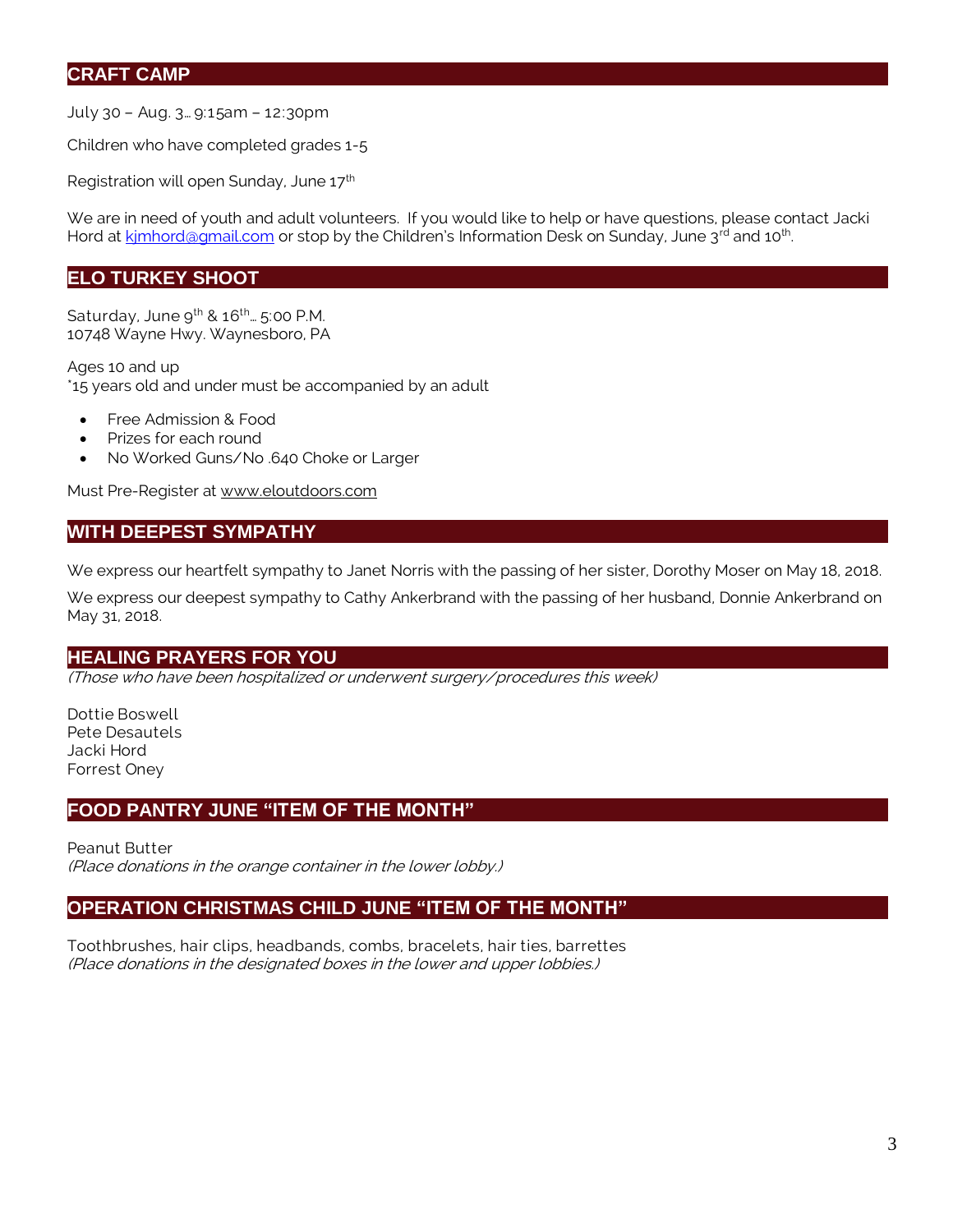## CRAFT CAMP

July 30 – Aug. 3… 9:15am – 12:30pm

Children who have completed grades 1-5

Registration will open Sunday, June 17th

We are in need of youth and adult volunteers. If you would like to help or have questions, please contact Jacki Hord at kjmhord@gmail.com or stop by the Children's Information Desk on Sunday, June 3rd and 10th.

## ELO TURKEY SHOOT

Saturday, June 9th & 16th… 5:00 P.M.
10748 Wayne Hwy. Waynesboro, PA

Ages 10 and up
*15 years old and under must be accompanied by an adult

- Free Admission & Food
- Prizes for each round
- No Worked Guns/No .640 Choke or Larger

Must Pre-Register at www.eloutdoors.com

## WITH DEEPEST SYMPATHY

We express our heartfelt sympathy to Janet Norris with the passing of her sister, Dorothy Moser on May 18, 2018.

We express our deepest sympathy to Cathy Ankerbrand with the passing of her husband, Donnie Ankerbrand on May 31, 2018.

## HEALING PRAYERS FOR YOU

*(Those who have been hospitalized or underwent surgery/procedures this week)*

Dottie Boswell
Pete Desautels
Jacki Hord
Forrest Oney

## FOOD PANTRY JUNE "ITEM OF THE MONTH"

Peanut Butter
*(Place donations in the orange container in the lower lobby.)*

## OPERATION CHRISTMAS CHILD JUNE "ITEM OF THE MONTH"

Toothbrushes, hair clips, headbands, combs, bracelets, hair ties, barrettes
*(Place donations in the designated boxes in the lower and upper lobbies.)*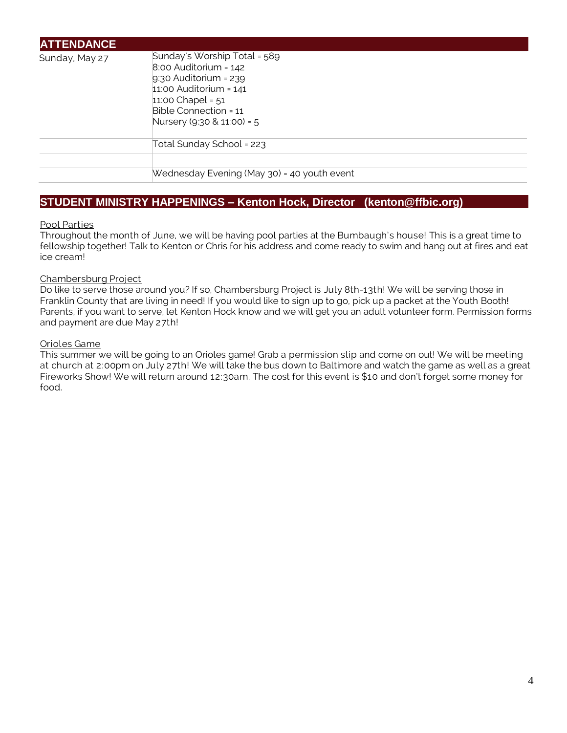## ATTENDANCE

| | |
|---|---|
| Sunday, May 27 | Sunday's Worship Total = 589<br>8:00 Auditorium = 142<br>9:30 Auditorium = 239<br>11:00 Auditorium = 141<br>11:00 Chapel = 51<br>Bible Connection = 11<br>Nursery (9:30 & 11:00) = 5 |
| | Total Sunday School = 223 |
| | |
| | Wednesday Evening (May 30) = 40 youth event |

## STUDENT MINISTRY HAPPENINGS – Kenton Hock, Director (kenton@ffbic.org)

<u>Pool Parties</u>

Throughout the month of June, we will be having pool parties at the Bumbaugh's house! This is a great time to fellowship together! Talk to Kenton or Chris for his address and come ready to swim and hang out at fires and eat ice cream!

<u>Chambersburg Project</u>

Do like to serve those around you? If so, Chambersburg Project is July 8th-13th! We will be serving those in Franklin County that are living in need! If you would like to sign up to go, pick up a packet at the Youth Booth! Parents, if you want to serve, let Kenton Hock know and we will get you an adult volunteer form. Permission forms and payment are due May 27th!

<u>Orioles Game</u>

This summer we will be going to an Orioles game! Grab a permission slip and come on out! We will be meeting at church at 2:00pm on July 27th! We will take the bus down to Baltimore and watch the game as well as a great Fireworks Show! We will return around 12:30am. The cost for this event is $10 and don't forget some money for food.